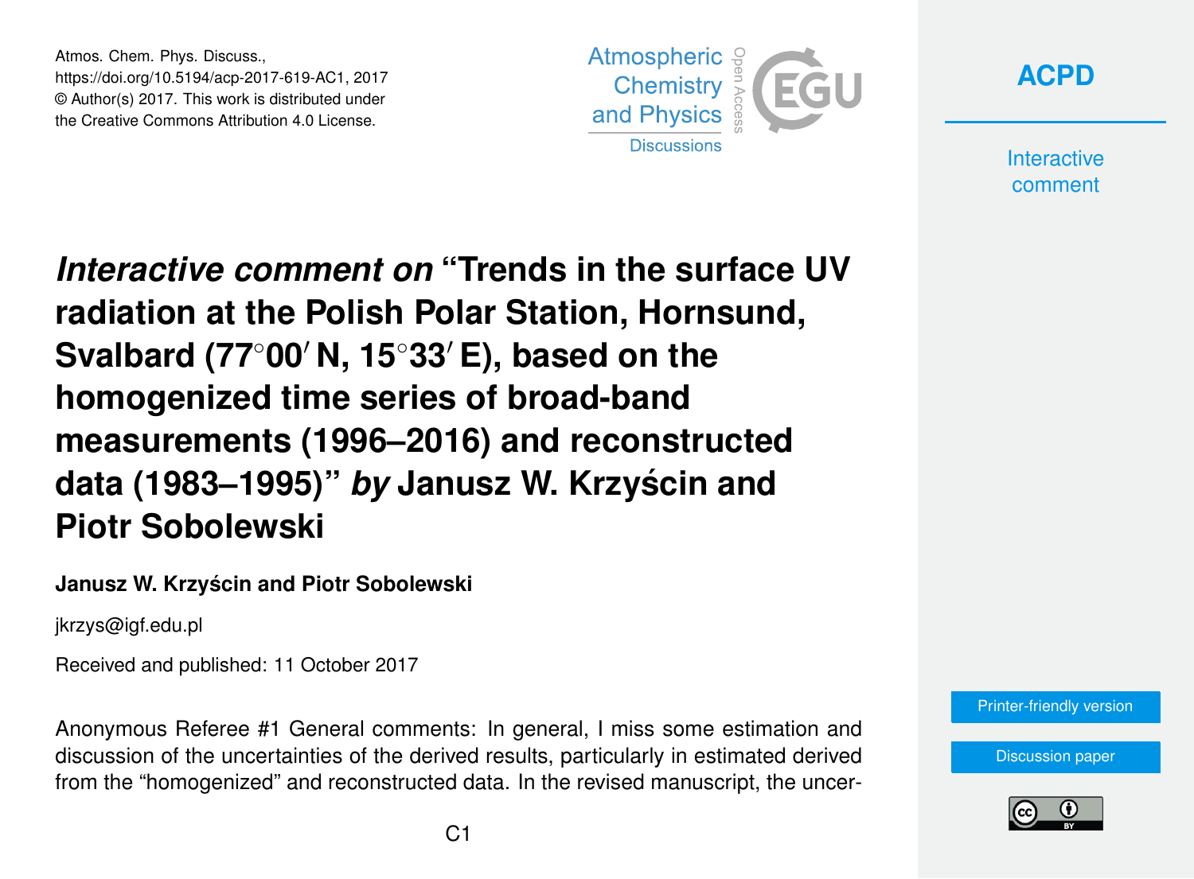Atmos. Chem. Phys. Discuss.,
https://doi.org/10.5194/acp-2017-619-AC1, 2017
© Author(s) 2017. This work is distributed under
the Creative Commons Attribution 4.0 License.

# *Interactive comment on* "Trends in the surface UV radiation at the Polish Polar Station, Hornsund, Svalbard (77°00′ N, 15°33′ E), based on the homogenized time series of broad-band measurements (1996–2016) and reconstructed data (1983–1995)" *by* Janusz W. Krzyścin and Piotr Sobolewski

**Janusz W. Krzyścin and Piotr Sobolewski**

jkrzys@igf.edu.pl

Received and published: 11 October 2017

Anonymous Referee #1 General comments: In general, I miss some estimation and discussion of the uncertainties of the derived results, particularly in estimated derived from the "homogenized" and reconstructed data. In the revised manuscript, the uncer-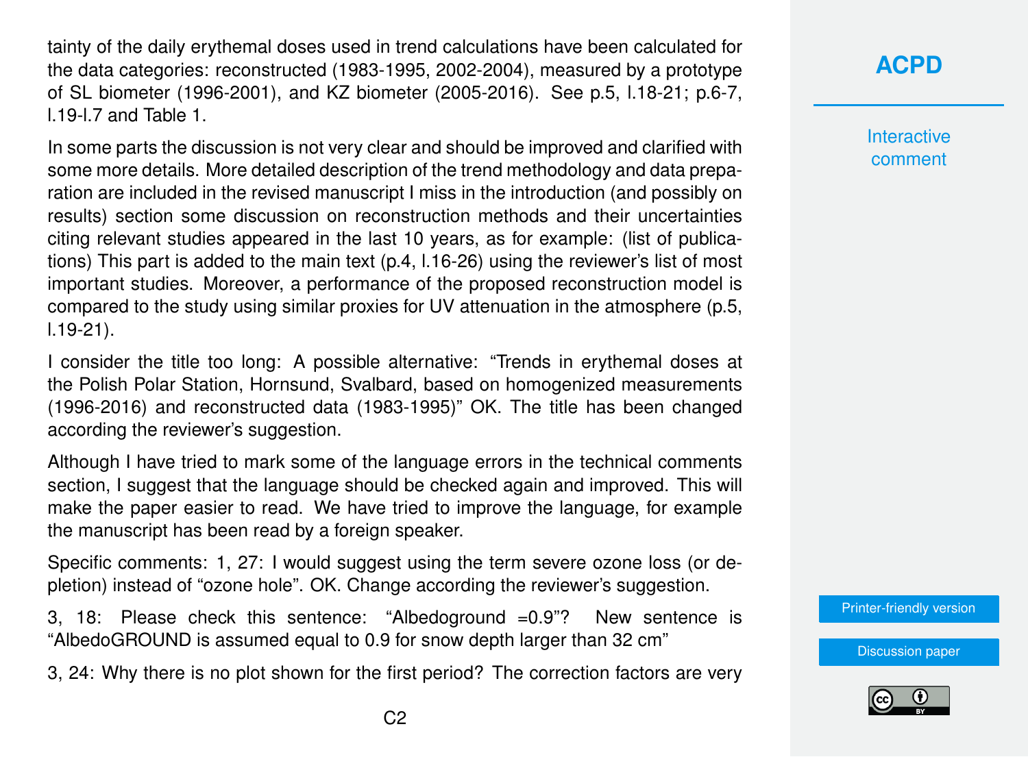tainty of the daily erythemal doses used in trend calculations have been calculated for the data categories: reconstructed (1983-1995, 2002-2004), measured by a prototype of SL biometer (1996-2001), and KZ biometer (2005-2016). See p.5, l.18-21; p.6-7, l.19-l.7 and Table 1.

In some parts the discussion is not very clear and should be improved and clarified with some more details. More detailed description of the trend methodology and data preparation are included in the revised manuscript I miss in the introduction (and possibly on results) section some discussion on reconstruction methods and their uncertainties citing relevant studies appeared in the last 10 years, as for example: (list of publications) This part is added to the main text (p.4, l.16-26) using the reviewer's list of most important studies. Moreover, a performance of the proposed reconstruction model is compared to the study using similar proxies for UV attenuation in the atmosphere (p.5, l.19-21).

I consider the title too long: A possible alternative: "Trends in erythemal doses at the Polish Polar Station, Hornsund, Svalbard, based on homogenized measurements (1996-2016) and reconstructed data (1983-1995)" OK. The title has been changed according the reviewer's suggestion.

Although I have tried to mark some of the language errors in the technical comments section, I suggest that the language should be checked again and improved. This will make the paper easier to read. We have tried to improve the language, for example the manuscript has been read by a foreign speaker.

Specific comments: 1, 27: I would suggest using the term severe ozone loss (or depletion) instead of "ozone hole". OK. Change according the reviewer's suggestion.

3, 18: Please check this sentence: "Albedoground =0.9"? New sentence is "AlbedoGROUND is assumed equal to 0.9 for snow depth larger than 32 cm"

3, 24: Why there is no plot shown for the first period? The correction factors are very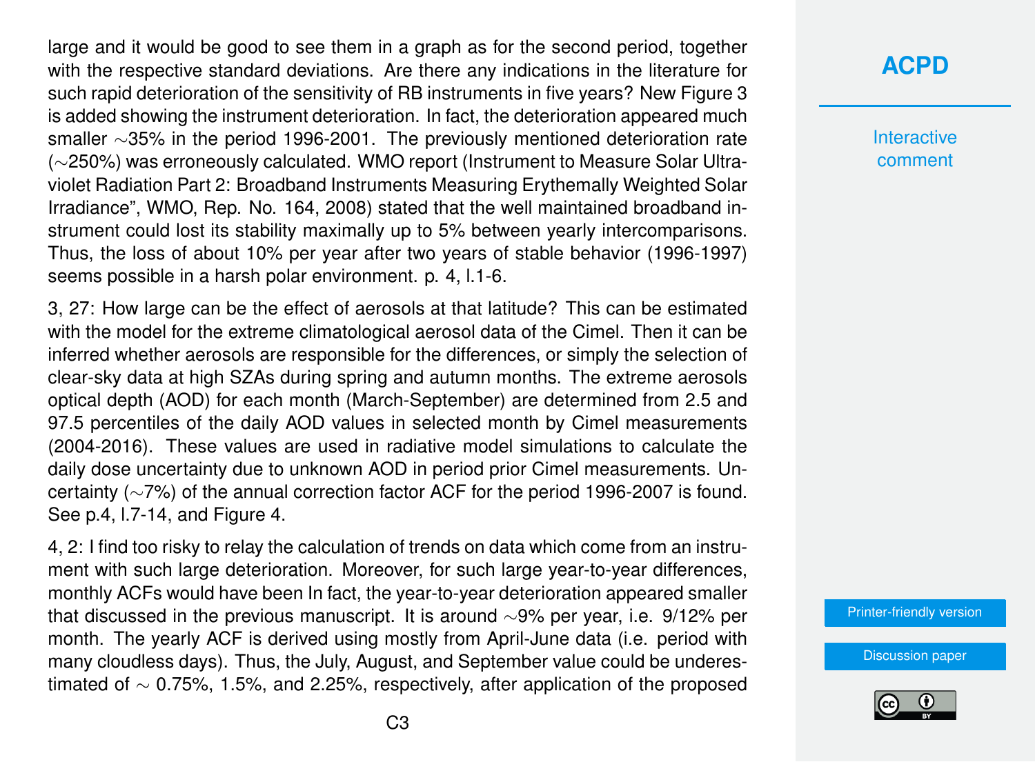large and it would be good to see them in a graph as for the second period, together with the respective standard deviations. Are there any indications in the literature for such rapid deterioration of the sensitivity of RB instruments in five years? New Figure 3 is added showing the instrument deterioration. In fact, the deterioration appeared much smaller ~35% in the period 1996-2001. The previously mentioned deterioration rate (~250%) was erroneously calculated. WMO report (Instrument to Measure Solar Ultraviolet Radiation Part 2: Broadband Instruments Measuring Erythemally Weighted Solar Irradiance", WMO, Rep. No. 164, 2008) stated that the well maintained broadband instrument could lost its stability maximally up to 5% between yearly intercomparisons. Thus, the loss of about 10% per year after two years of stable behavior (1996-1997) seems possible in a harsh polar environment. p. 4, l.1-6.

3, 27: How large can be the effect of aerosols at that latitude? This can be estimated with the model for the extreme climatological aerosol data of the Cimel. Then it can be inferred whether aerosols are responsible for the differences, or simply the selection of clear-sky data at high SZAs during spring and autumn months. The extreme aerosols optical depth (AOD) for each month (March-September) are determined from 2.5 and 97.5 percentiles of the daily AOD values in selected month by Cimel measurements (2004-2016). These values are used in radiative model simulations to calculate the daily dose uncertainty due to unknown AOD in period prior Cimel measurements. Uncertainty (~7%) of the annual correction factor ACF for the period 1996-2007 is found. See p.4, l.7-14, and Figure 4.

4, 2: I find too risky to relay the calculation of trends on data which come from an instrument with such large deterioration. Moreover, for such large year-to-year differences, monthly ACFs would have been In fact, the year-to-year deterioration appeared smaller that discussed in the previous manuscript. It is around ~9% per year, i.e. 9/12% per month. The yearly ACF is derived using mostly from April-June data (i.e. period with many cloudless days). Thus, the July, August, and September value could be underestimated of ~ 0.75%, 1.5%, and 2.25%, respectively, after application of the proposed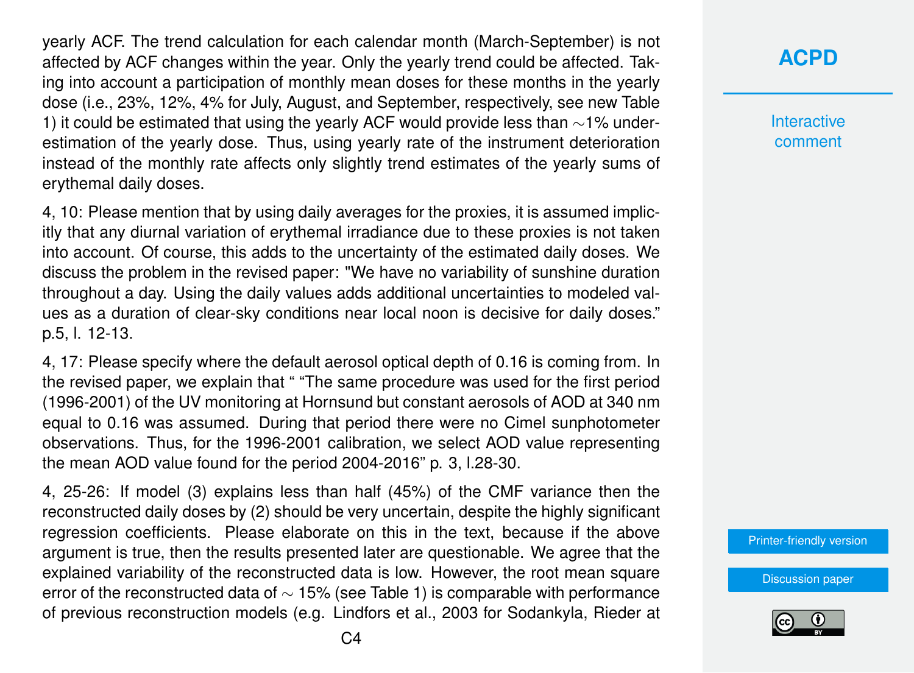yearly ACF. The trend calculation for each calendar month (March-September) is not affected by ACF changes within the year. Only the yearly trend could be affected. Taking into account a participation of monthly mean doses for these months in the yearly dose (i.e., 23%, 12%, 4% for July, August, and September, respectively, see new Table 1) it could be estimated that using the yearly ACF would provide less than ∼1% underestimation of the yearly dose. Thus, using yearly rate of the instrument deterioration instead of the monthly rate affects only slightly trend estimates of the yearly sums of erythemal daily doses.

4, 10: Please mention that by using daily averages for the proxies, it is assumed implicitly that any diurnal variation of erythemal irradiance due to these proxies is not taken into account. Of course, this adds to the uncertainty of the estimated daily doses. We discuss the problem in the revised paper: "We have no variability of sunshine duration throughout a day. Using the daily values adds additional uncertainties to modeled values as a duration of clear-sky conditions near local noon is decisive for daily doses." p.5, l. 12-13.

4, 17: Please specify where the default aerosol optical depth of 0.16 is coming from. In the revised paper, we explain that " "The same procedure was used for the first period (1996-2001) of the UV monitoring at Hornsund but constant aerosols of AOD at 340 nm equal to 0.16 was assumed. During that period there were no Cimel sunphotometer observations. Thus, for the 1996-2001 calibration, we select AOD value representing the mean AOD value found for the period 2004-2016" p. 3, l.28-30.

4, 25-26: If model (3) explains less than half (45%) of the CMF variance then the reconstructed daily doses by (2) should be very uncertain, despite the highly significant regression coefficients. Please elaborate on this in the text, because if the above argument is true, then the results presented later are questionable. We agree that the explained variability of the reconstructed data is low. However, the root mean square error of the reconstructed data of ∼ 15% (see Table 1) is comparable with performance of previous reconstruction models (e.g. Lindfors et al., 2003 for Sodankyla, Rieder at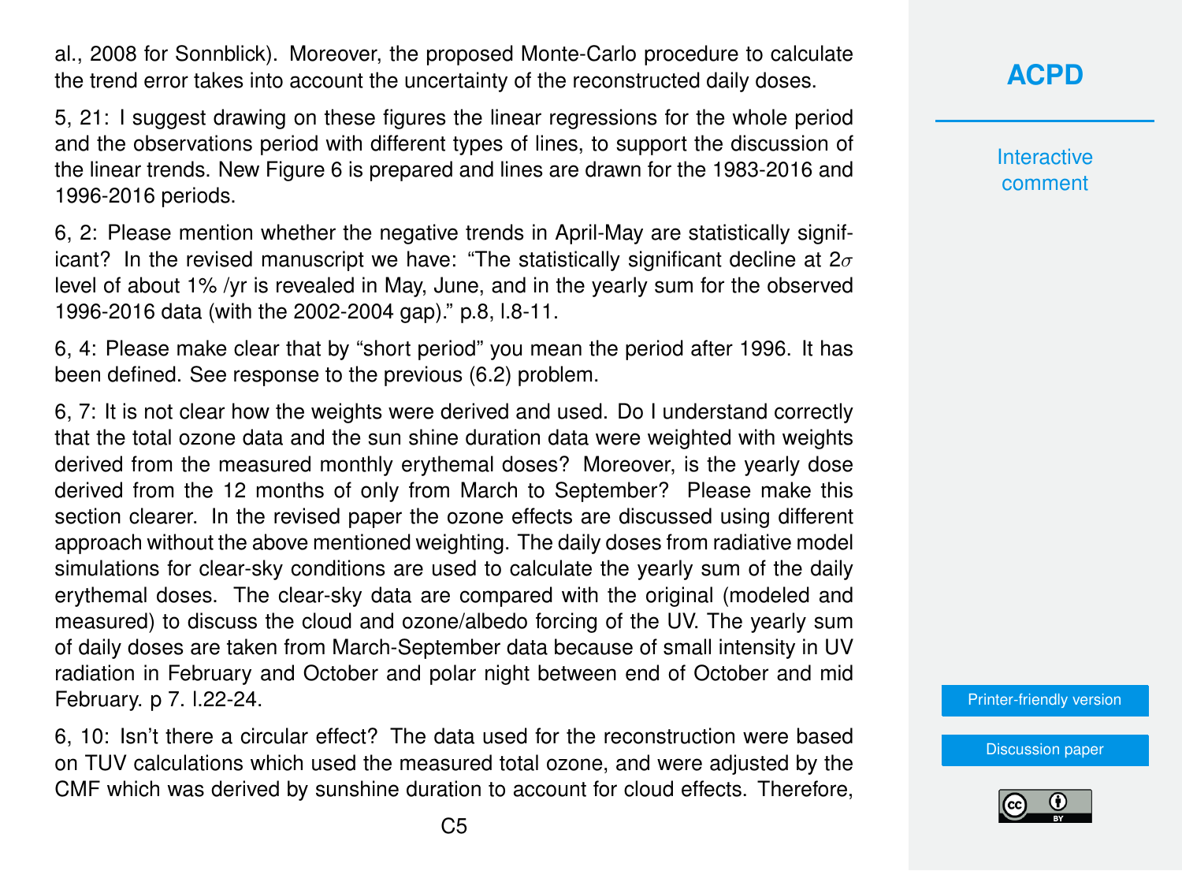al., 2008 for Sonnblick). Moreover, the proposed Monte-Carlo procedure to calculate the trend error takes into account the uncertainty of the reconstructed daily doses.

5, 21: I suggest drawing on these figures the linear regressions for the whole period and the observations period with different types of lines, to support the discussion of the linear trends. New Figure 6 is prepared and lines are drawn for the 1983-2016 and 1996-2016 periods.

6, 2: Please mention whether the negative trends in April-May are statistically significant? In the revised manuscript we have: “The statistically significant decline at $2\sigma$ level of about 1% /yr is revealed in May, June, and in the yearly sum for the observed 1996-2016 data (with the 2002-2004 gap).” p.8, l.8-11.

6, 4: Please make clear that by “short period” you mean the period after 1996. It has been defined. See response to the previous (6.2) problem.

6, 7: It is not clear how the weights were derived and used. Do I understand correctly that the total ozone data and the sun shine duration data were weighted with weights derived from the measured monthly erythemal doses? Moreover, is the yearly dose derived from the 12 months of only from March to September? Please make this section clearer. In the revised paper the ozone effects are discussed using different approach without the above mentioned weighting. The daily doses from radiative model simulations for clear-sky conditions are used to calculate the yearly sum of the daily erythemal doses. The clear-sky data are compared with the original (modeled and measured) to discuss the cloud and ozone/albedo forcing of the UV. The yearly sum of daily doses are taken from March-September data because of small intensity in UV radiation in February and October and polar night between end of October and mid February. p 7. l.22-24.

6, 10: Isn’t there a circular effect? The data used for the reconstruction were based on TUV calculations which used the measured total ozone, and were adjusted by the CMF which was derived by sunshine duration to account for cloud effects. Therefore,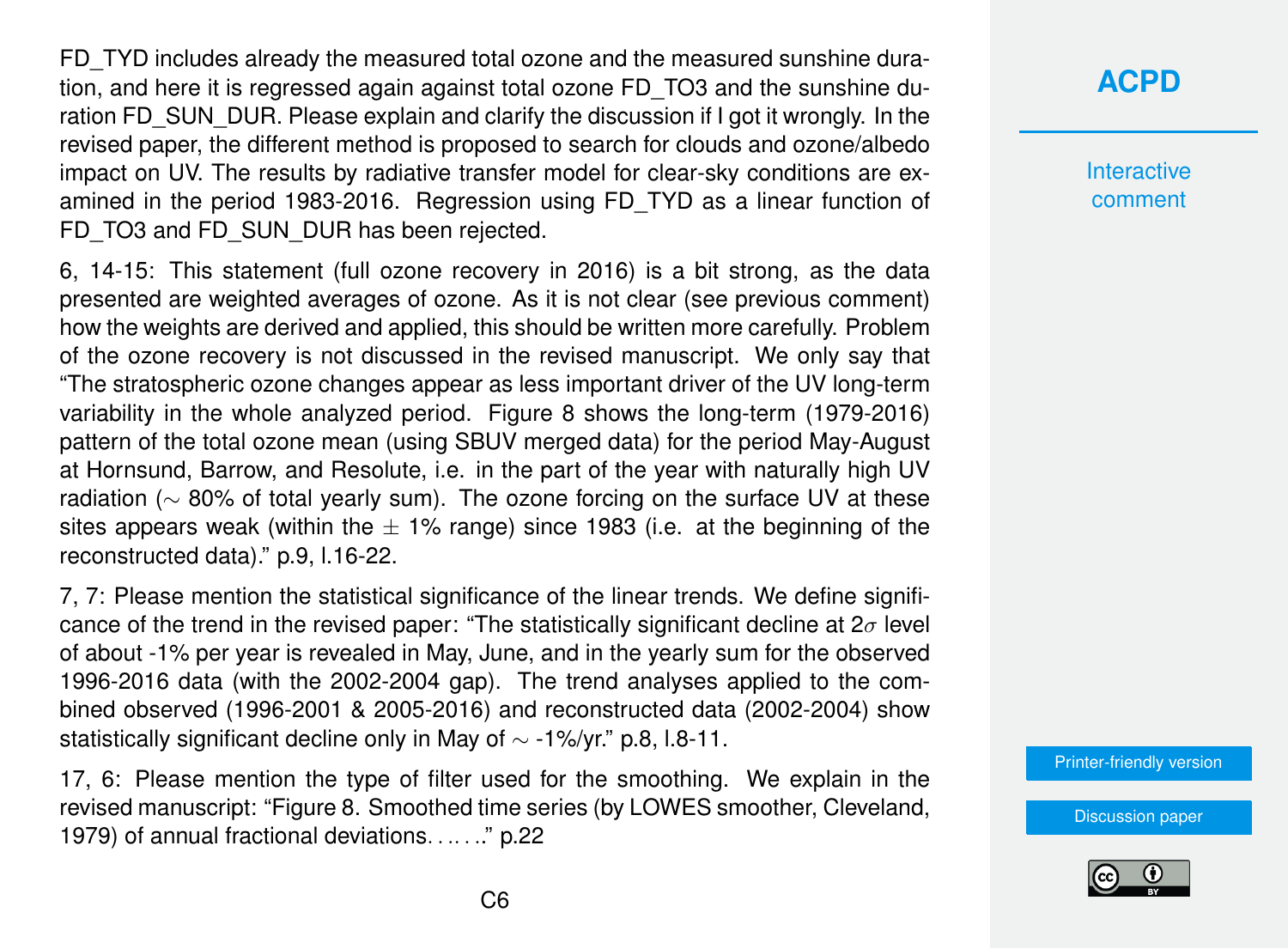FD_TYD includes already the measured total ozone and the measured sunshine duration, and here it is regressed again against total ozone FD_TO3 and the sunshine duration FD_SUN_DUR. Please explain and clarify the discussion if I got it wrongly. In the revised paper, the different method is proposed to search for clouds and ozone/albedo impact on UV. The results by radiative transfer model for clear-sky conditions are examined in the period 1983-2016. Regression using FD_TYD as a linear function of FD_TO3 and FD_SUN_DUR has been rejected.

6, 14-15: This statement (full ozone recovery in 2016) is a bit strong, as the data presented are weighted averages of ozone. As it is not clear (see previous comment) how the weights are derived and applied, this should be written more carefully. Problem of the ozone recovery is not discussed in the revised manuscript. We only say that "The stratospheric ozone changes appear as less important driver of the UV long-term variability in the whole analyzed period. Figure 8 shows the long-term (1979-2016) pattern of the total ozone mean (using SBUV merged data) for the period May-August at Hornsund, Barrow, and Resolute, i.e. in the part of the year with naturally high UV radiation ($\sim$ 80% of total yearly sum). The ozone forcing on the surface UV at these sites appears weak (within the $\pm$ 1% range) since 1983 (i.e. at the beginning of the reconstructed data)." p.9, l.16-22.

7, 7: Please mention the statistical significance of the linear trends. We define significance of the trend in the revised paper: "The statistically significant decline at $2\sigma$ level of about -1% per year is revealed in May, June, and in the yearly sum for the observed 1996-2016 data (with the 2002-2004 gap). The trend analyses applied to the combined observed (1996-2001 & 2005-2016) and reconstructed data (2002-2004) show statistically significant decline only in May of $\sim$ -1%/yr." p.8, l.8-11.

17, 6: Please mention the type of filter used for the smoothing. We explain in the revised manuscript: "Figure 8. Smoothed time series (by LOWES smoother, Cleveland, 1979) of annual fractional deviations. . .. . .." p.22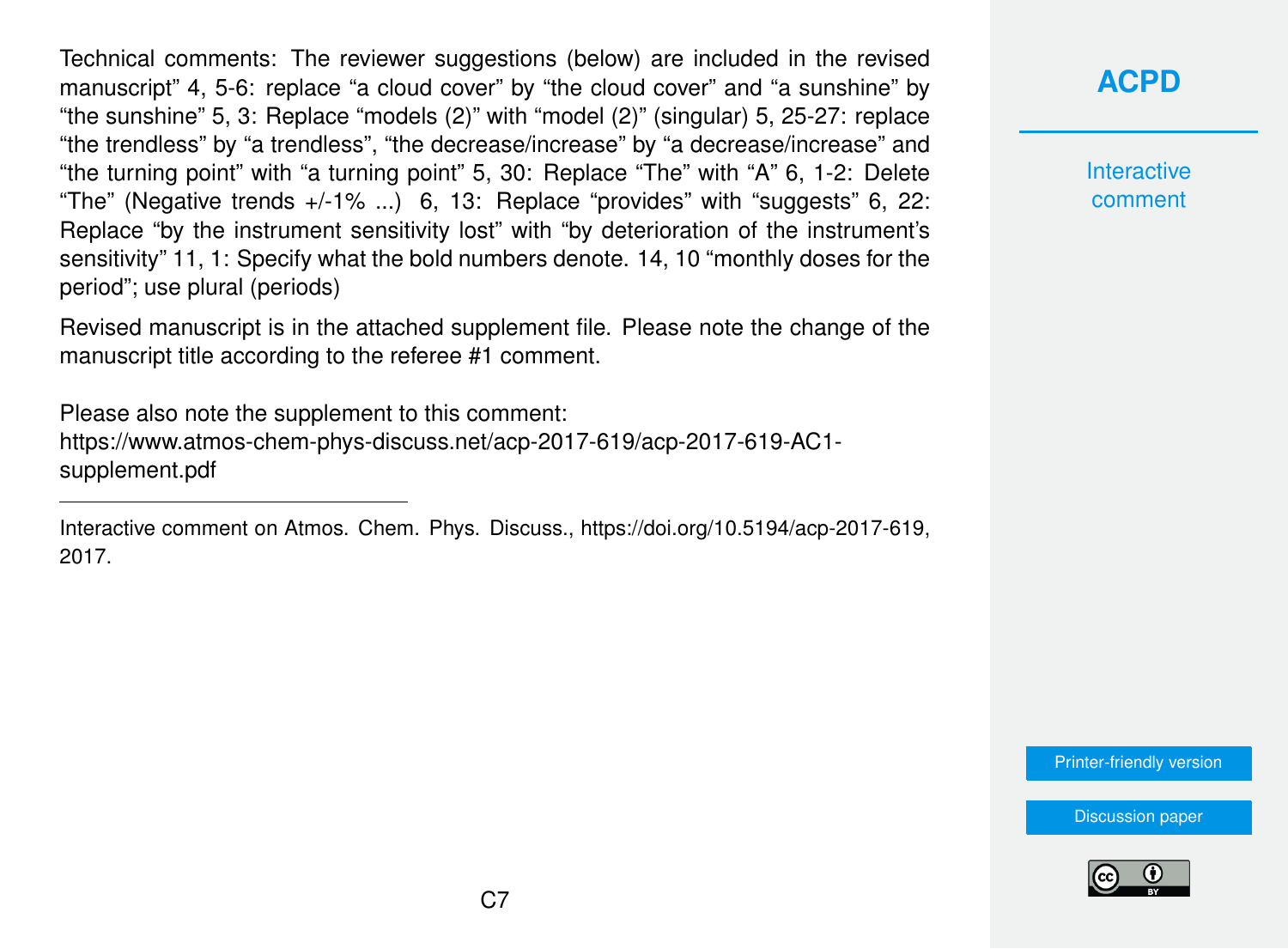Technical comments: The reviewer suggestions (below) are included in the revised manuscript" 4, 5-6: replace "a cloud cover" by "the cloud cover" and "a sunshine" by "the sunshine" 5, 3: Replace "models (2)" with "model (2)" (singular) 5, 25-27: replace "the trendless" by "a trendless", "the decrease/increase" by "a decrease/increase" and "the turning point" with "a turning point" 5, 30: Replace "The" with "A" 6, 1-2: Delete "The" (Negative trends +/-1% ...) 6, 13: Replace "provides" with "suggests" 6, 22: Replace "by the instrument sensitivity lost" with "by deterioration of the instrument's sensitivity" 11, 1: Specify what the bold numbers denote. 14, 10 "monthly doses for the period"; use plural (periods)

Revised manuscript is in the attached supplement file. Please note the change of the manuscript title according to the referee #1 comment.

Please also note the supplement to this comment:
https://www.atmos-chem-phys-discuss.net/acp-2017-619/acp-2017-619-AC1-supplement.pdf

---

Interactive comment on Atmos. Chem. Phys. Discuss., https://doi.org/10.5194/acp-2017-619, 2017.